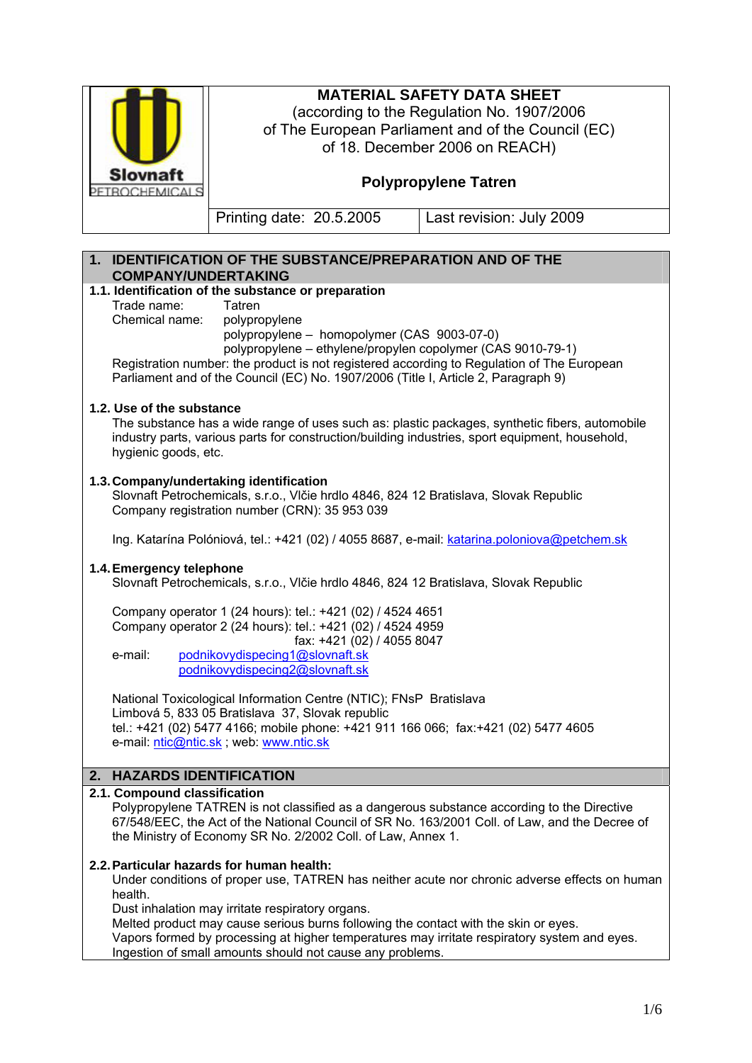Slovnaft PETROCHEMICALS

# MATERIAL SAFETY DATA SHEET

(according to the Regulation No. 1907/2006 of The European Parliament and of the Council (EC) of 18. December 2006 on REACH)

**Polypropylene Tatren**

| Printing date: 20.5.2005 | Last revision: July 2009 |
|---|---|

## 1. IDENTIFICATION OF THE SUBSTANCE/PREPARATION AND OF THE COMPANY/UNDERTAKING

### 1.1. Identification of the substance or preparation

Trade name: Tatren

Chemical name: polypropylene
polypropylene – homopolymer (CAS 9003-07-0)
polypropylene – ethylene/propylen copolymer (CAS 9010-79-1)

Registration number: the product is not registered according to Regulation of The European Parliament and of the Council (EC) No. 1907/2006 (Title I, Article 2, Paragraph 9)

### 1.2. Use of the substance

The substance has a wide range of uses such as: plastic packages, synthetic fibers, automobile industry parts, various parts for construction/building industries, sport equipment, household, hygienic goods, etc.

### 1.3. Company/undertaking identification

Slovnaft Petrochemicals, s.r.o., Vlčie hrdlo 4846, 824 12 Bratislava, Slovak Republic
Company registration number (CRN): 35 953 039

Ing. Katarína Polóniová, tel.: +421 (02) / 4055 8687, e-mail: katarina.poloniova@petchem.sk

### 1.4. Emergency telephone

Slovnaft Petrochemicals, s.r.o., Vlčie hrdlo 4846, 824 12 Bratislava, Slovak Republic

Company operator 1 (24 hours): tel.: +421 (02) / 4524 4651
Company operator 2 (24 hours): tel.: +421 (02) / 4524 4959
fax: +421 (02) / 4055 8047
e-mail: podnikovydispecing1@slovnaft.sk
podnikovydispecing2@slovnaft.sk

National Toxicological Information Centre (NTIC); FNsP Bratislava
Limbová 5, 833 05 Bratislava 37, Slovak republic
tel.: +421 (02) 5477 4166; mobile phone: +421 911 166 066; fax:+421 (02) 5477 4605
e-mail: ntic@ntic.sk ; web: www.ntic.sk

## 2. HAZARDS IDENTIFICATION

### 2.1. Compound classification

Polypropylene TATREN is not classified as a dangerous substance according to the Directive 67/548/EEC, the Act of the National Council of SR No. 163/2001 Coll. of Law, and the Decree of the Ministry of Economy SR No. 2/2002 Coll. of Law, Annex 1.

### 2.2. Particular hazards for human health:

Under conditions of proper use, TATREN has neither acute nor chronic adverse effects on human health.
Dust inhalation may irritate respiratory organs.
Melted product may cause serious burns following the contact with the skin or eyes.
Vapors formed by processing at higher temperatures may irritate respiratory system and eyes.
Ingestion of small amounts should not cause any problems.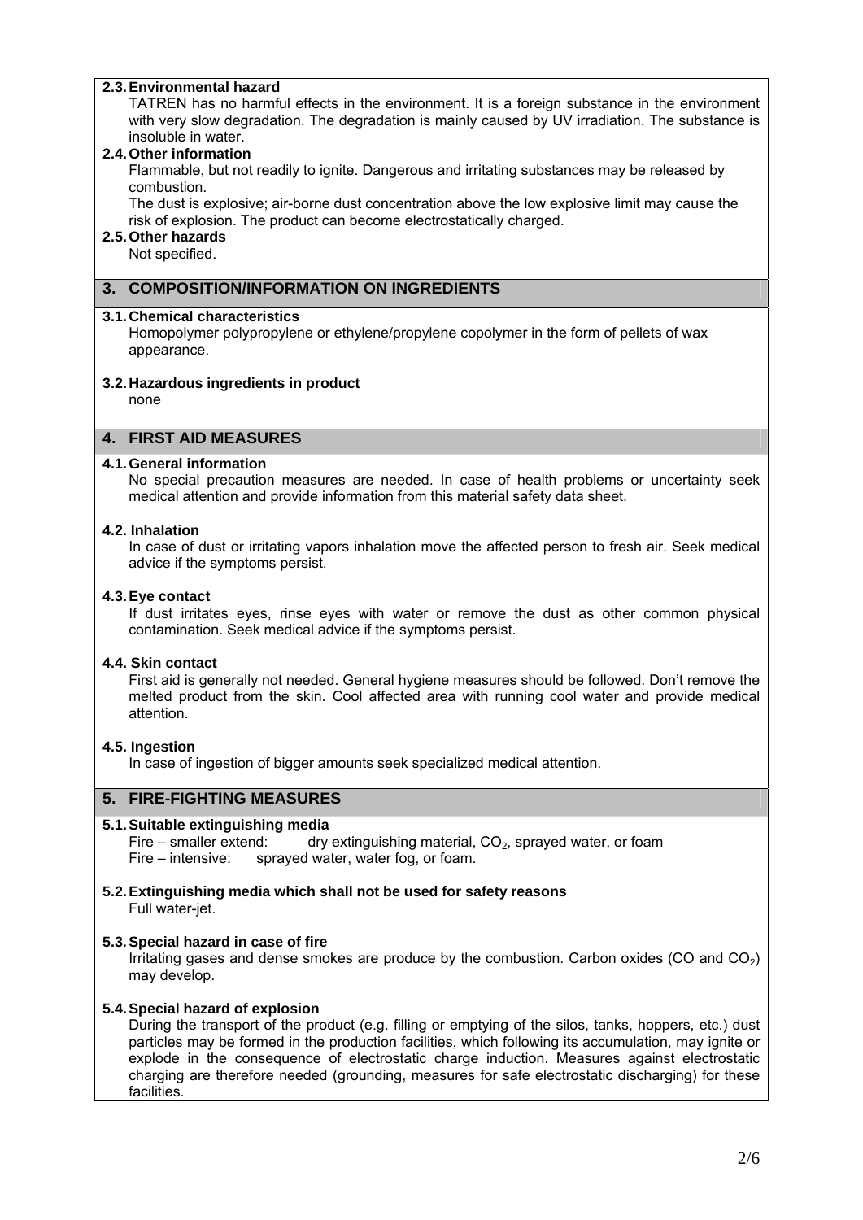### 2.3. Environmental hazard

TATREN has no harmful effects in the environment. It is a foreign substance in the environment with very slow degradation. The degradation is mainly caused by UV irradiation. The substance is insoluble in water.

### 2.4. Other information

Flammable, but not readily to ignite. Dangerous and irritating substances may be released by combustion.

The dust is explosive; air-borne dust concentration above the low explosive limit may cause the risk of explosion. The product can become electrostatically charged.

### 2.5. Other hazards

Not specified.

## 3. COMPOSITION/INFORMATION ON INGREDIENTS

### 3.1. Chemical characteristics

Homopolymer polypropylene or ethylene/propylene copolymer in the form of pellets of wax appearance.

### 3.2. Hazardous ingredients in product

none

## 4. FIRST AID MEASURES

### 4.1. General information

No special precaution measures are needed. In case of health problems or uncertainty seek medical attention and provide information from this material safety data sheet.

### 4.2. Inhalation

In case of dust or irritating vapors inhalation move the affected person to fresh air. Seek medical advice if the symptoms persist.

### 4.3. Eye contact

If dust irritates eyes, rinse eyes with water or remove the dust as other common physical contamination. Seek medical advice if the symptoms persist.

### 4.4. Skin contact

First aid is generally not needed. General hygiene measures should be followed. Don't remove the melted product from the skin. Cool affected area with running cool water and provide medical attention.

### 4.5. Ingestion

In case of ingestion of bigger amounts seek specialized medical attention.

## 5. FIRE-FIGHTING MEASURES

### 5.1. Suitable extinguishing media

Fire – smaller extend: dry extinguishing material, $CO_2$, sprayed water, or foam
Fire – intensive: sprayed water, water fog, or foam.

### 5.2. Extinguishing media which shall not be used for safety reasons

Full water-jet.

### 5.3. Special hazard in case of fire

Irritating gases and dense smokes are produce by the combustion. Carbon oxides (CO and $CO_2$) may develop.

### 5.4. Special hazard of explosion

During the transport of the product (e.g. filling or emptying of the silos, tanks, hoppers, etc.) dust particles may be formed in the production facilities, which following its accumulation, may ignite or explode in the consequence of electrostatic charge induction. Measures against electrostatic charging are therefore needed (grounding, measures for safe electrostatic discharging) for these facilities.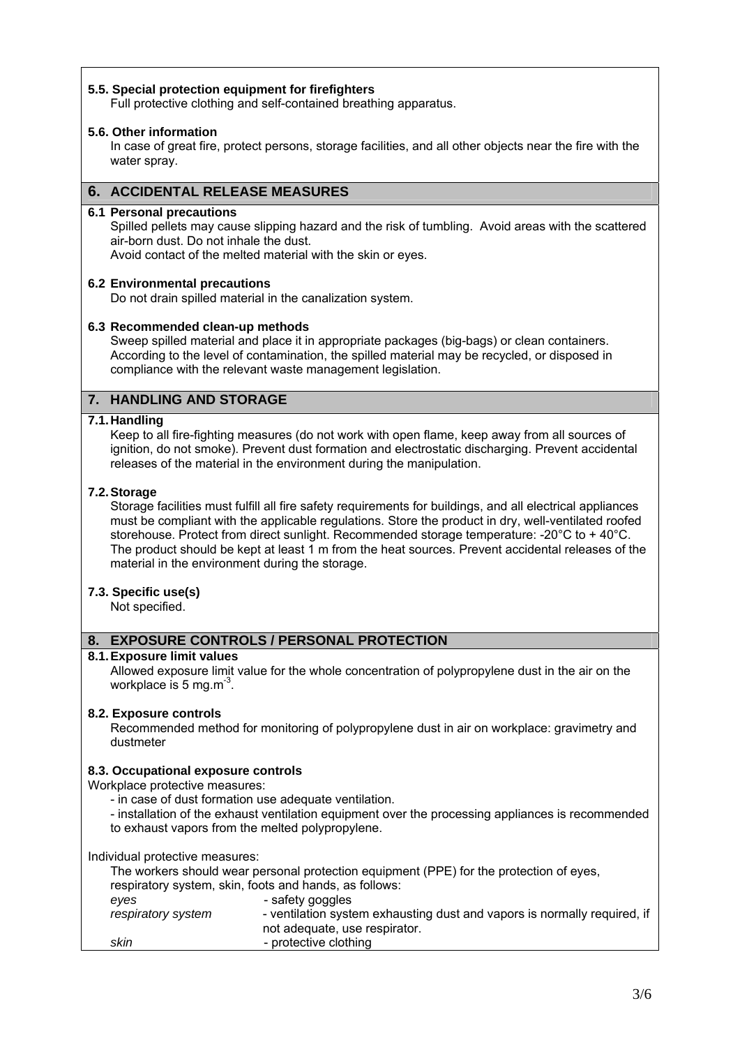**5.5. Special protection equipment for firefighters**

Full protective clothing and self-contained breathing apparatus.

**5.6. Other information**

In case of great fire, protect persons, storage facilities, and all other objects near the fire with the water spray.

## 6. ACCIDENTAL RELEASE MEASURES

**6.1 Personal precautions**

Spilled pellets may cause slipping hazard and the risk of tumbling. Avoid areas with the scattered air-born dust. Do not inhale the dust.
Avoid contact of the melted material with the skin or eyes.

**6.2 Environmental precautions**

Do not drain spilled material in the canalization system.

**6.3 Recommended clean-up methods**

Sweep spilled material and place it in appropriate packages (big-bags) or clean containers. According to the level of contamination, the spilled material may be recycled, or disposed in compliance with the relevant waste management legislation.

## 7. HANDLING AND STORAGE

**7.1. Handling**

Keep to all fire-fighting measures (do not work with open flame, keep away from all sources of ignition, do not smoke). Prevent dust formation and electrostatic discharging. Prevent accidental releases of the material in the environment during the manipulation.

**7.2. Storage**

Storage facilities must fulfill all fire safety requirements for buildings, and all electrical appliances must be compliant with the applicable regulations. Store the product in dry, well-ventilated roofed storehouse. Protect from direct sunlight. Recommended storage temperature: -20°C to + 40°C. The product should be kept at least 1 m from the heat sources. Prevent accidental releases of the material in the environment during the storage.

**7.3. Specific use(s)**

Not specified.

## 8. EXPOSURE CONTROLS / PERSONAL PROTECTION

**8.1. Exposure limit values**

Allowed exposure limit value for the whole concentration of polypropylene dust in the air on the workplace is 5 $mg.m^{-3}$.

**8.2. Exposure controls**

Recommended method for monitoring of polypropylene dust in air on workplace: gravimetry and dustmeter

**8.3. Occupational exposure controls**

Workplace protective measures:

- in case of dust formation use adequate ventilation.
- installation of the exhaust ventilation equipment over the processing appliances is recommended to exhaust vapors from the melted polypropylene.

Individual protective measures:

The workers should wear personal protection equipment (PPE) for the protection of eyes, respiratory system, skin, foots and hands, as follows:

| | |
|---|---|
| *eyes* | - safety goggles |
| *respiratory system* | - ventilation system exhausting dust and vapors is normally required, if not adequate, use respirator. |
| *skin* | - protective clothing |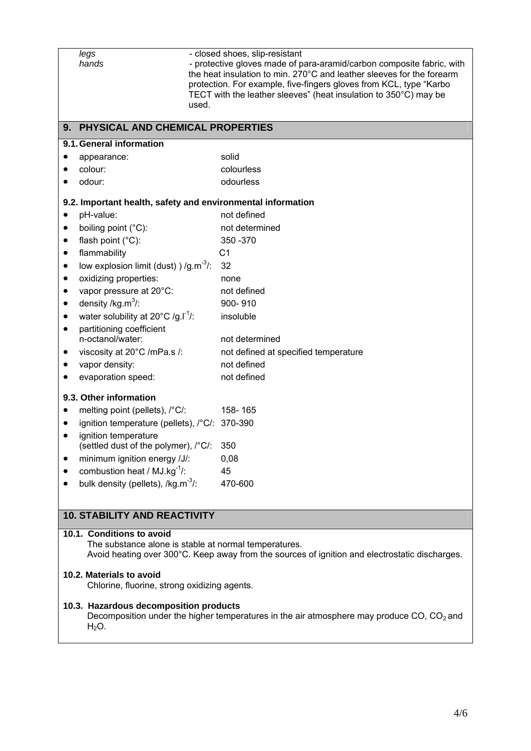| | |
|---|---|
| *legs* | - closed shoes, slip-resistant |
| *hands* | - protective gloves made of para-aramid/carbon composite fabric, with the heat insulation to min. 270°C and leather sleeves for the forearm protection. For example, five-fingers gloves from KCL, type "Karbo TECT with the leather sleeves" (heat insulation to 350°C) may be used. |

## 9. PHYSICAL AND CHEMICAL PROPERTIES

### 9.1. General information

- appearance: solid
- colour: colourless
- odour: odourless

### 9.2. Important health, safety and environmental information

- pH-value: not defined
- boiling point (°C): not determined
- flash point (°C): 350 -370
- flammability C1
- low explosion limit (dust) ) /g.m$^{-3}$/: 32
- oxidizing properties: none
- vapor pressure at 20°C: not defined
- density /kg.m$^{3}$/: 900- 910
- water solubility at 20°C /g.l$^{-1}$/: insoluble
- partitioning coefficient n-octanol/water: not determined
- viscosity at 20°C /mPa.s /: not defined at specified temperature
- vapor density: not defined
- evaporation speed: not defined

### 9.3. Other information

- melting point (pellets), /°C/: 158- 165
- ignition temperature (pellets), /°C/: 370-390
- ignition temperature (settled dust of the polymer), /°C/: 350
- minimum ignition energy /J/: 0,08
- combustion heat / MJ.kg$^{-1}$/: 45
- bulk density (pellets), /kg.m$^{-3}$/: 470-600

## 10. STABILITY AND REACTIVITY

### 10.1. Conditions to avoid

The substance alone is stable at normal temperatures.
Avoid heating over 300°C. Keep away from the sources of ignition and electrostatic discharges.

### 10.2. Materials to avoid

Chlorine, fluorine, strong oxidizing agents.

### 10.3. Hazardous decomposition products

Decomposition under the higher temperatures in the air atmosphere may produce CO, $CO_2$ and $H_2O$.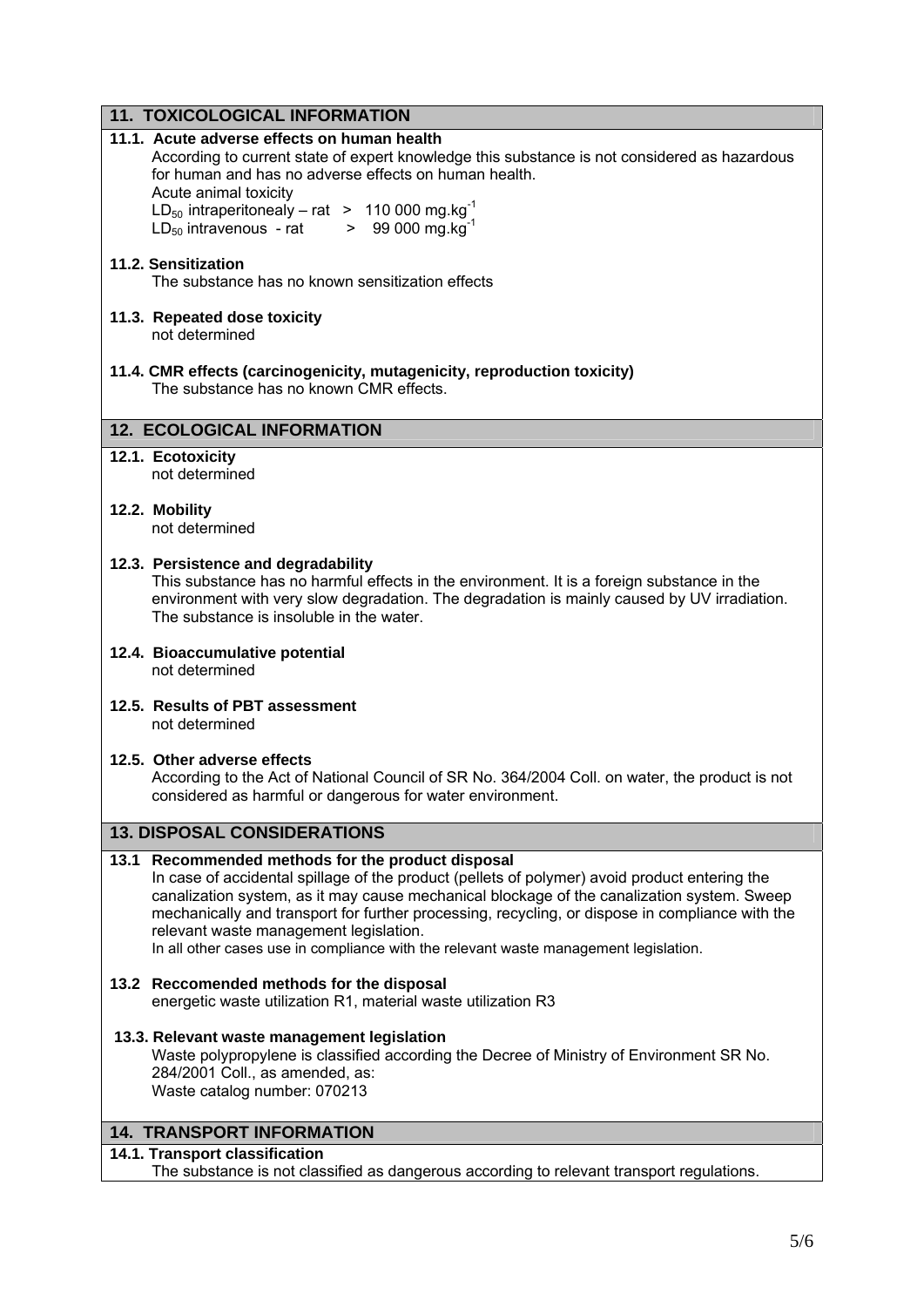## 11. TOXICOLOGICAL INFORMATION

**11.1. Acute adverse effects on human health**

According to current state of expert knowledge this substance is not considered as hazardous for human and has no adverse effects on human health.

Acute animal toxicity

$LD_{50}$ intraperitonealy – rat > 110 000 $mg.kg^{-1}$

$LD_{50}$ intravenous - rat > 99 000 $mg.kg^{-1}$

**11.2. Sensitization**

The substance has no known sensitization effects

**11.3. Repeated dose toxicity**

not determined

**11.4. CMR effects (carcinogenicity, mutagenicity, reproduction toxicity)**

The substance has no known CMR effects.

## 12. ECOLOGICAL INFORMATION

**12.1. Ecotoxicity**

not determined

**12.2. Mobility**

not determined

**12.3. Persistence and degradability**

This substance has no harmful effects in the environment. It is a foreign substance in the environment with very slow degradation. The degradation is mainly caused by UV irradiation. The substance is insoluble in the water.

**12.4. Bioaccumulative potential**

not determined

**12.5. Results of PBT assessment**

not determined

**12.5. Other adverse effects**

According to the Act of National Council of SR No. 364/2004 Coll. on water, the product is not considered as harmful or dangerous for water environment.

## 13. DISPOSAL CONSIDERATIONS

**13.1 Recommended methods for the product disposal**

In case of accidental spillage of the product (pellets of polymer) avoid product entering the canalization system, as it may cause mechanical blockage of the canalization system. Sweep mechanically and transport for further processing, recycling, or dispose in compliance with the relevant waste management legislation.

In all other cases use in compliance with the relevant waste management legislation.

**13.2 Reccomended methods for the disposal**

energetic waste utilization R1, material waste utilization R3

**13.3. Relevant waste management legislation**

Waste polypropylene is classified according the Decree of Ministry of Environment SR No. 284/2001 Coll., as amended, as:

Waste catalog number: 070213

## 14. TRANSPORT INFORMATION

**14.1. Transport classification**

The substance is not classified as dangerous according to relevant transport regulations.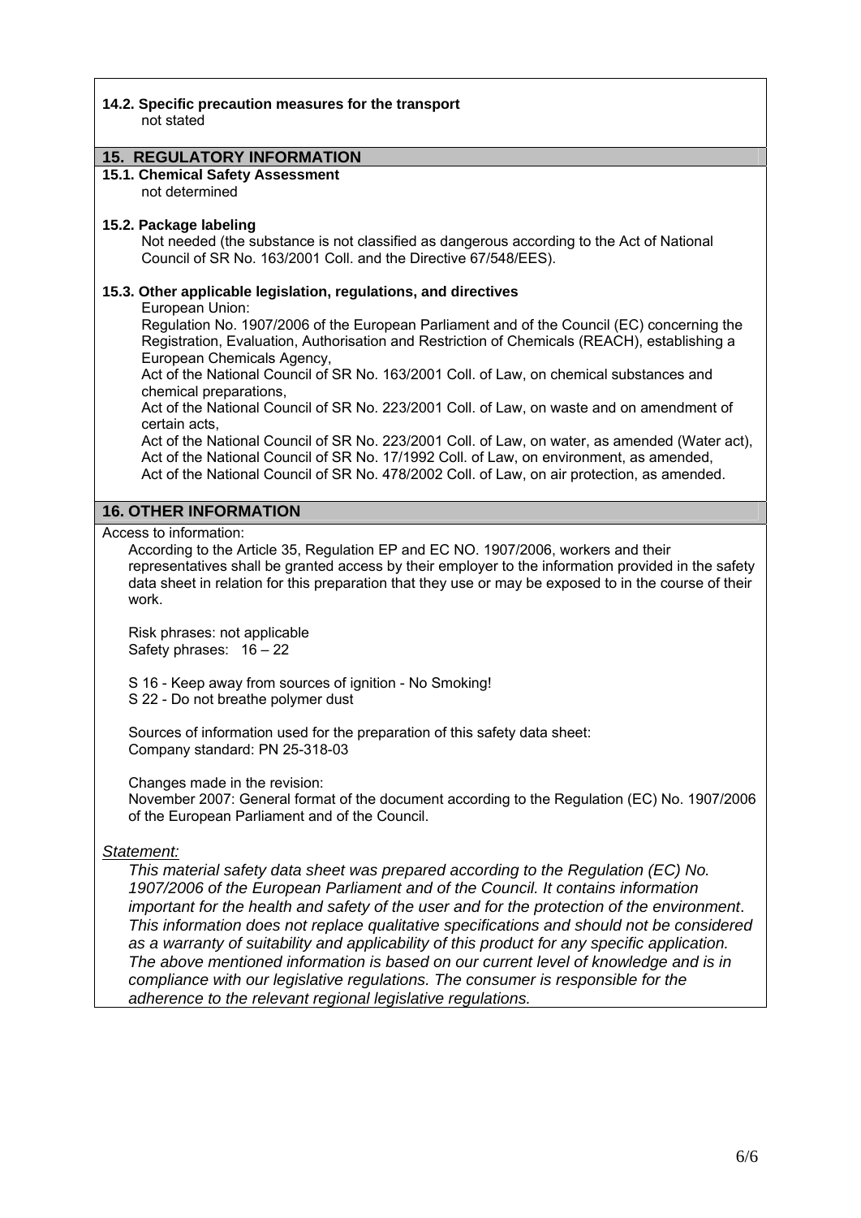**14.2. Specific precaution measures for the transport**

not stated

## 15. REGULATORY INFORMATION

**15.1. Chemical Safety Assessment**

not determined

**15.2. Package labeling**

Not needed (the substance is not classified as dangerous according to the Act of National Council of SR No. 163/2001 Coll. and the Directive 67/548/EES).

**15.3. Other applicable legislation, regulations, and directives**

European Union:
Regulation No. 1907/2006 of the European Parliament and of the Council (EC) concerning the Registration, Evaluation, Authorisation and Restriction of Chemicals (REACH), establishing a European Chemicals Agency,
Act of the National Council of SR No. 163/2001 Coll. of Law, on chemical substances and chemical preparations,
Act of the National Council of SR No. 223/2001 Coll. of Law, on waste and on amendment of certain acts,
Act of the National Council of SR No. 223/2001 Coll. of Law, on water, as amended (Water act),
Act of the National Council of SR No. 17/1992 Coll. of Law, on environment, as amended,
Act of the National Council of SR No. 478/2002 Coll. of Law, on air protection, as amended.

## 16. OTHER INFORMATION

Access to information:

According to the Article 35, Regulation EP and EC NO. 1907/2006, workers and their representatives shall be granted access by their employer to the information provided in the safety data sheet in relation for this preparation that they use or may be exposed to in the course of their work.

Risk phrases: not applicable
Safety phrases: 16 – 22

S 16 - Keep away from sources of ignition - No Smoking!
S 22 - Do not breathe polymer dust

Sources of information used for the preparation of this safety data sheet:
Company standard: PN 25-318-03

Changes made in the revision:
November 2007: General format of the document according to the Regulation (EC) No. 1907/2006 of the European Parliament and of the Council.

*Statement:*

*This material safety data sheet was prepared according to the Regulation (EC) No. 1907/2006 of the European Parliament and of the Council. It contains information important for the health and safety of the user and for the protection of the environment. This information does not replace qualitative specifications and should not be considered as a warranty of suitability and applicability of this product for any specific application. The above mentioned information is based on our current level of knowledge and is in compliance with our legislative regulations. The consumer is responsible for the adherence to the relevant regional legislative regulations.*